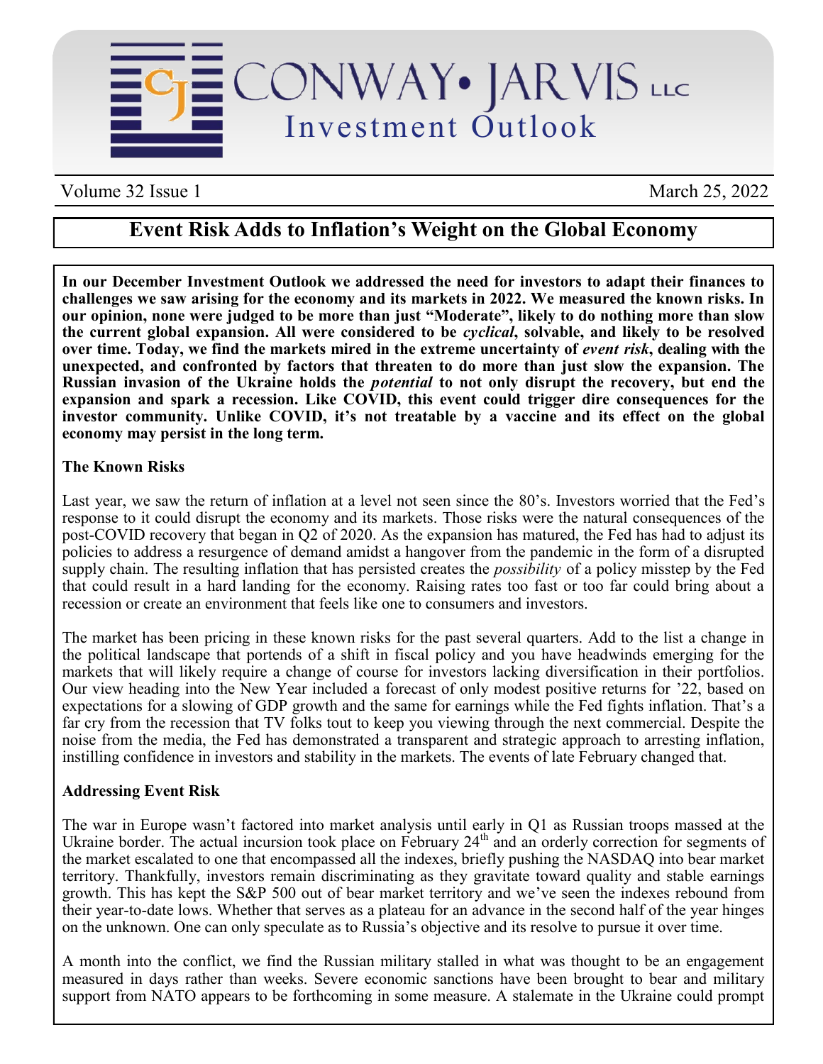# CONWAY• JARVIS LLC
## Investment Outlook

Volume 32 Issue 1 March 25, 2022

## Event Risk Adds to Inflation's Weight on the Global Economy

**In our December Investment Outlook we addressed the need for investors to adapt their finances to challenges we saw arising for the economy and its markets in 2022. We measured the known risks. In our opinion, none were judged to be more than just "Moderate", likely to do nothing more than slow the current global expansion. All were considered to be *cyclical*, solvable, and likely to be resolved over time. Today, we find the markets mired in the extreme uncertainty of *event risk*, dealing with the unexpected, and confronted by factors that threaten to do more than just slow the expansion. The Russian invasion of the Ukraine holds the *potential* to not only disrupt the recovery, but end the expansion and spark a recession. Like COVID, this event could trigger dire consequences for the investor community. Unlike COVID, it's not treatable by a vaccine and its effect on the global economy may persist in the long term.**

### The Known Risks

Last year, we saw the return of inflation at a level not seen since the 80's. Investors worried that the Fed's response to it could disrupt the economy and its markets. Those risks were the natural consequences of the post-COVID recovery that began in Q2 of 2020. As the expansion has matured, the Fed has had to adjust its policies to address a resurgence of demand amidst a hangover from the pandemic in the form of a disrupted supply chain. The resulting inflation that has persisted creates the *possibility* of a policy misstep by the Fed that could result in a hard landing for the economy. Raising rates too fast or too far could bring about a recession or create an environment that feels like one to consumers and investors.

The market has been pricing in these known risks for the past several quarters. Add to the list a change in the political landscape that portends of a shift in fiscal policy and you have headwinds emerging for the markets that will likely require a change of course for investors lacking diversification in their portfolios. Our view heading into the New Year included a forecast of only modest positive returns for '22, based on expectations for a slowing of GDP growth and the same for earnings while the Fed fights inflation. That's a far cry from the recession that TV folks tout to keep you viewing through the next commercial. Despite the noise from the media, the Fed has demonstrated a transparent and strategic approach to arresting inflation, instilling confidence in investors and stability in the markets. The events of late February changed that.

### Addressing Event Risk

The war in Europe wasn't factored into market analysis until early in Q1 as Russian troops massed at the Ukraine border. The actual incursion took place on February 24th and an orderly correction for segments of the market escalated to one that encompassed all the indexes, briefly pushing the NASDAQ into bear market territory. Thankfully, investors remain discriminating as they gravitate toward quality and stable earnings growth. This has kept the S&P 500 out of bear market territory and we've seen the indexes rebound from their year-to-date lows. Whether that serves as a plateau for an advance in the second half of the year hinges on the unknown. One can only speculate as to Russia's objective and its resolve to pursue it over time.

A month into the conflict, we find the Russian military stalled in what was thought to be an engagement measured in days rather than weeks. Severe economic sanctions have been brought to bear and military support from NATO appears to be forthcoming in some measure. A stalemate in the Ukraine could prompt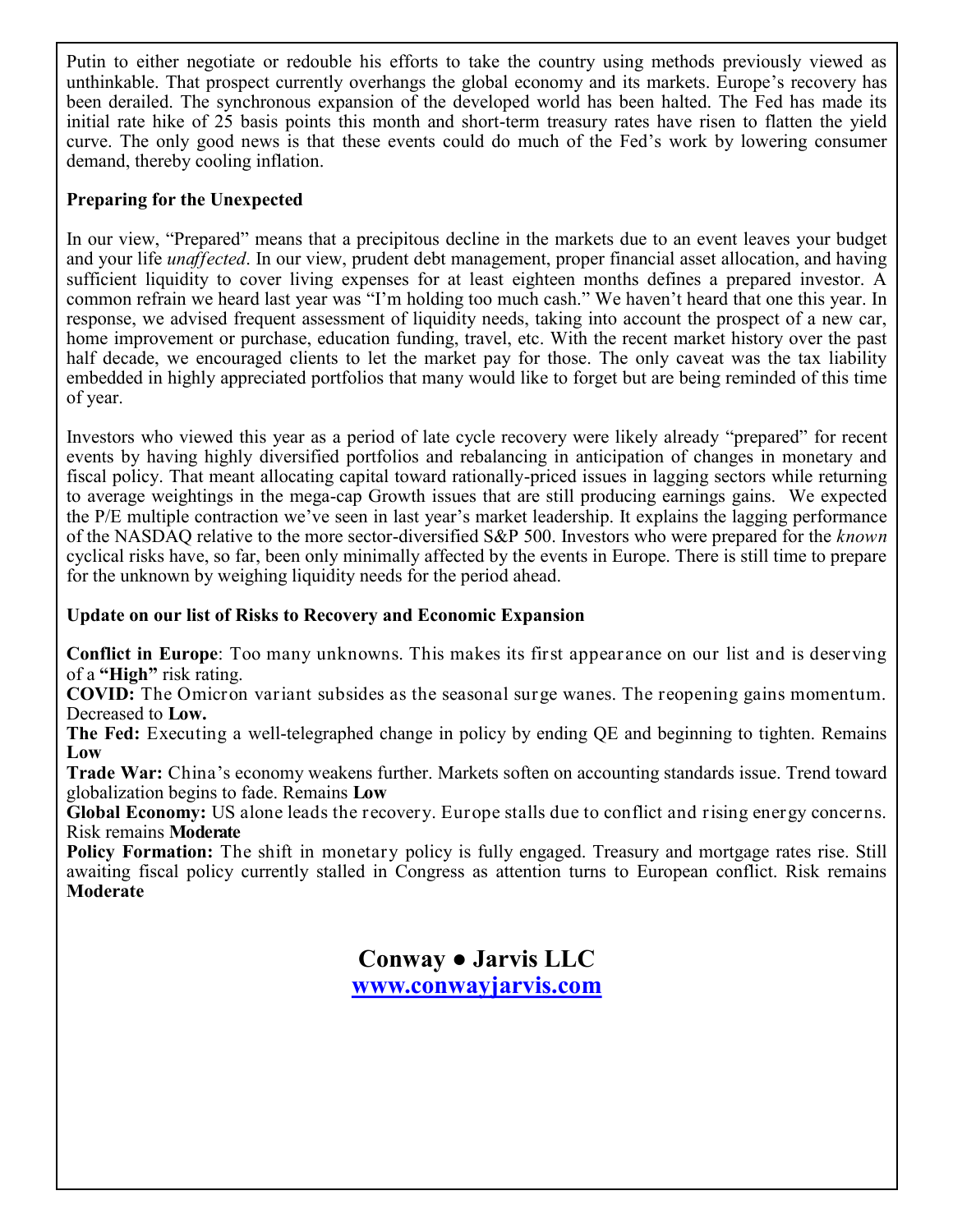Putin to either negotiate or redouble his efforts to take the country using methods previously viewed as unthinkable. That prospect currently overhangs the global economy and its markets. Europe's recovery has been derailed. The synchronous expansion of the developed world has been halted. The Fed has made its initial rate hike of 25 basis points this month and short-term treasury rates have risen to flatten the yield curve. The only good news is that these events could do much of the Fed's work by lowering consumer demand, thereby cooling inflation.

**Preparing for the Unexpected**

In our view, "Prepared" means that a precipitous decline in the markets due to an event leaves your budget and your life *unaffected*. In our view, prudent debt management, proper financial asset allocation, and having sufficient liquidity to cover living expenses for at least eighteen months defines a prepared investor. A common refrain we heard last year was "I'm holding too much cash." We haven't heard that one this year. In response, we advised frequent assessment of liquidity needs, taking into account the prospect of a new car, home improvement or purchase, education funding, travel, etc. With the recent market history over the past half decade, we encouraged clients to let the market pay for those. The only caveat was the tax liability embedded in highly appreciated portfolios that many would like to forget but are being reminded of this time of year.

Investors who viewed this year as a period of late cycle recovery were likely already "prepared" for recent events by having highly diversified portfolios and rebalancing in anticipation of changes in monetary and fiscal policy. That meant allocating capital toward rationally-priced issues in lagging sectors while returning to average weightings in the mega-cap Growth issues that are still producing earnings gains. We expected the P/E multiple contraction we've seen in last year's market leadership. It explains the lagging performance of the NASDAQ relative to the more sector-diversified S&P 500. Investors who were prepared for the *known* cyclical risks have, so far, been only minimally affected by the events in Europe. There is still time to prepare for the unknown by weighing liquidity needs for the period ahead.

**Update on our list of Risks to Recovery and Economic Expansion**

**Conflict in Europe**: Too many unknowns. This makes its first appearance on our list and is deserving of a **"High"** risk rating.
**COVID:** The Omicron variant subsides as the seasonal surge wanes. The reopening gains momentum. Decreased to **Low.**
**The Fed:** Executing a well-telegraphed change in policy by ending QE and beginning to tighten. Remains **Low**
**Trade War:** China's economy weakens further. Markets soften on accounting standards issue. Trend toward globalization begins to fade. Remains **Low**
**Global Economy:** US alone leads the recovery. Europe stalls due to conflict and rising energy concerns. Risk remains **Moderate**
**Policy Formation:** The shift in monetary policy is fully engaged. Treasury and mortgage rates rise. Still awaiting fiscal policy currently stalled in Congress as attention turns to European conflict. Risk remains **Moderate**

**Conway ● Jarvis LLC**
[www.conwayjarvis.com](http://www.conwayjarvis.com)